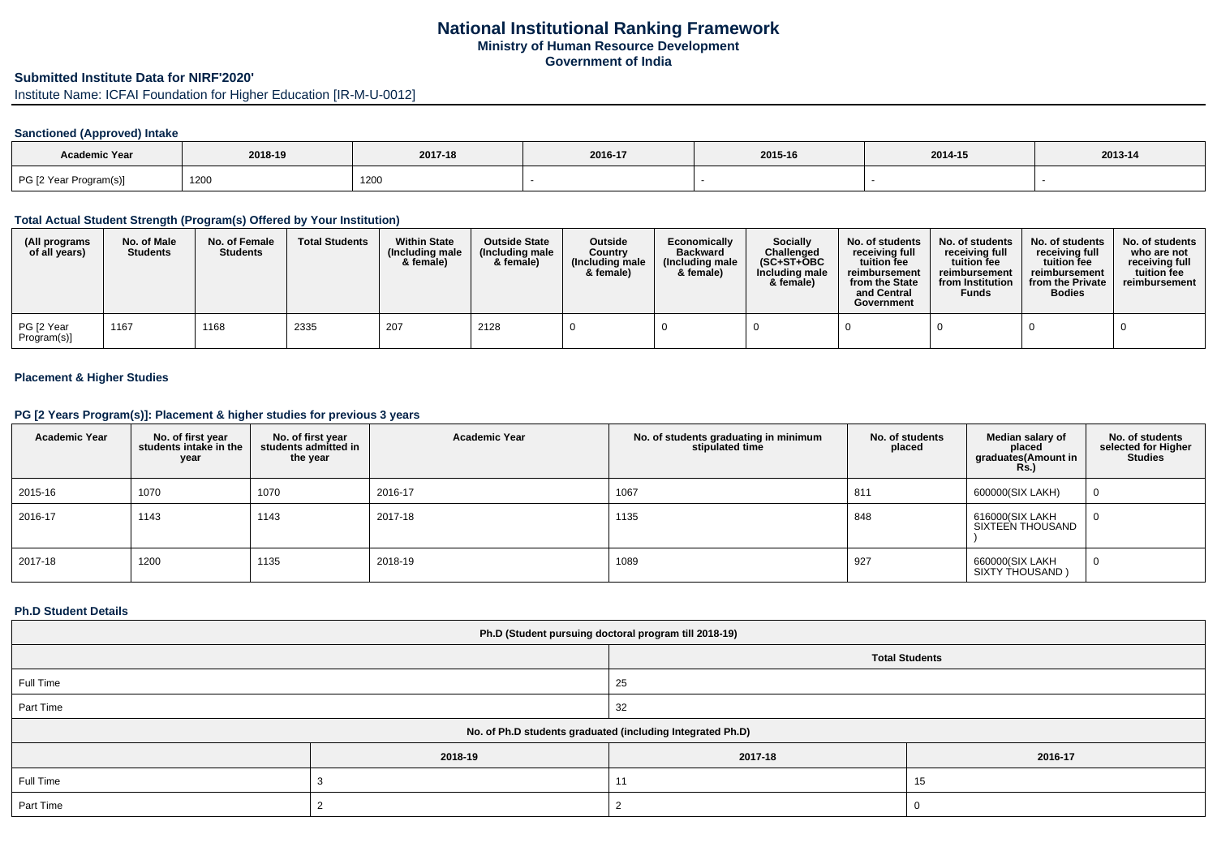# National Institutional Ranking Framework

**Ministry of Human Resource Development**

**Government of India**

## Submitted Institute Data for NIRF'2020'

Institute Name: ICFAI Foundation for Higher Education [IR-M-U-0012]

### Sanctioned (Approved) Intake

| Academic Year | 2018-19 | 2017-18 | 2016-17 | 2015-16 | 2014-15 | 2013-14 |
|---|---|---|---|---|---|---|
| PG [2 Year Program(s)] | 1200 | 1200 | - | - | - | - |

### Total Actual Student Strength (Program(s) Offered by Your Institution)

| (All programs of all years) | No. of Male Students | No. of Female Students | Total Students | Within State (Including male & female) | Outside State (Including male & female) | Outside Country (Including male & female) | Economically Backward (Including male & female) | Socially Challenged (SC+ST+OBC Including male & female) | No. of students receiving full tuition fee reimbursement from the State and Central Government | No. of students receiving full tuition fee reimbursement from Institution Funds | No. of students receiving full tuition fee reimbursement from the Private Bodies | No. of students who are not receiving full tuition fee reimbursement |
|---|---|---|---|---|---|---|---|---|---|---|---|---|
| PG [2 Year Program(s)] | 1167 | 1168 | 2335 | 207 | 2128 | 0 | 0 | 0 | 0 | 0 | 0 | 0 |

### Placement & Higher Studies

#### PG [2 Years Program(s)]: Placement & higher studies for previous 3 years

| Academic Year | No. of first year students intake in the year | No. of first year students admitted in the year | Academic Year | No. of students graduating in minimum stipulated time | No. of students placed | Median salary of placed graduates(Amount in Rs.) | No. of students selected for Higher Studies |
|---|---|---|---|---|---|---|---|
| 2015-16 | 1070 | 1070 | 2016-17 | 1067 | 811 | 600000(SIX LAKH) | 0 |
| 2016-17 | 1143 | 1143 | 2017-18 | 1135 | 848 | 616000(SIX LAKH SIXTEEN THOUSAND ) | 0 |
| 2017-18 | 1200 | 1135 | 2018-19 | 1089 | 927 | 660000(SIX LAKH SIXTY THOUSAND ) | 0 |

### Ph.D Student Details

| Ph.D (Student pursuing doctoral program till 2018-19) | |
|---|---|
| | **Total Students** |
| Full Time | 25 |
| Part Time | 32 |

| No. of Ph.D students graduated (including Integrated Ph.D) | | | |
|---|---|---|---|
| | 2018-19 | 2017-18 | 2016-17 |
| Full Time | 3 | 11 | 15 |
| Part Time | 2 | 2 | 0 |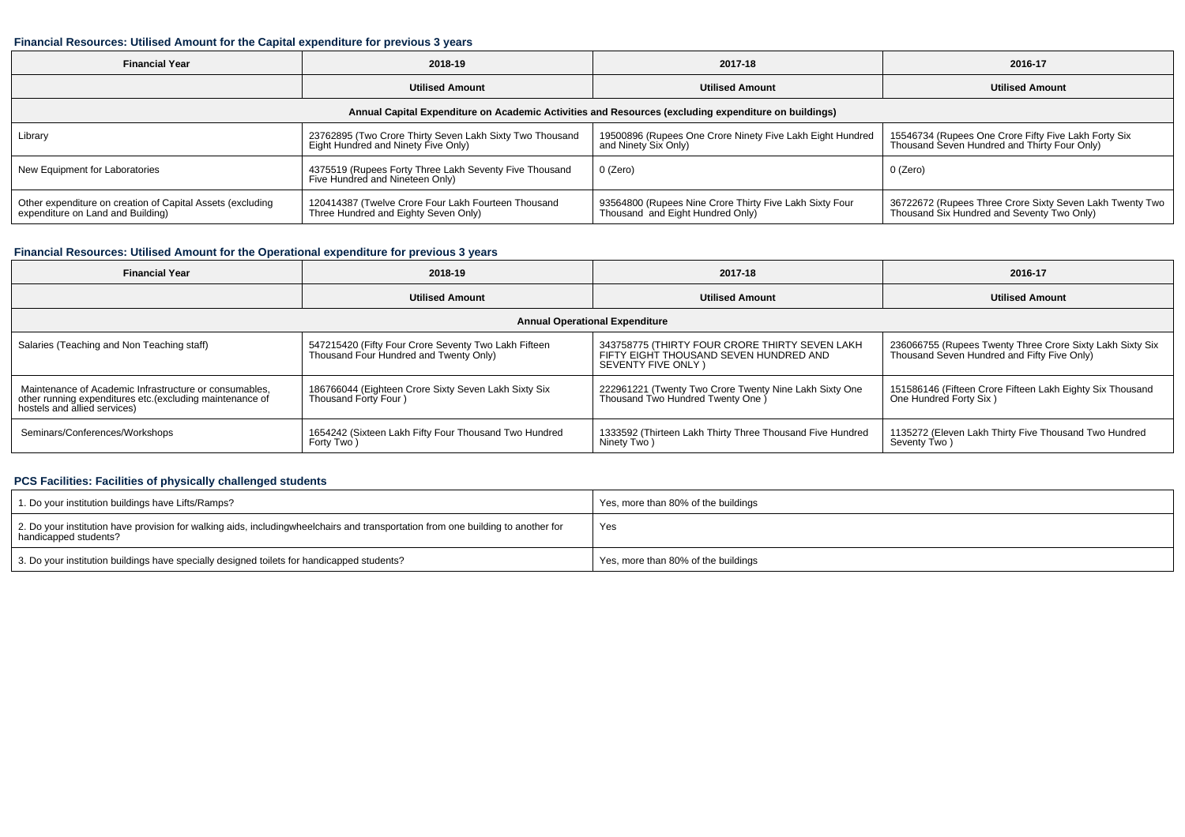#### Financial Resources: Utilised Amount for the Capital expenditure for previous 3 years

| Financial Year | 2018-19 | 2017-18 | 2016-17 |
|---|---|---|---|
| | Utilised Amount | Utilised Amount | Utilised Amount |
| Annual Capital Expenditure on Academic Activities and Resources (excluding expenditure on buildings) | | | |
| Library | 23762895 (Two Crore Thirty Seven Lakh Sixty Two Thousand Eight Hundred and Ninety Five Only) | 19500896 (Rupees One Crore Ninety Five Lakh Eight Hundred and Ninety Six Only) | 15546734 (Rupees One Crore Fifty Five Lakh Forty Six Thousand Seven Hundred and Thirty Four Only) |
| New Equipment for Laboratories | 4375519 (Rupees Forty Three Lakh Seventy Five Thousand Five Hundred and Nineteen Only) | 0 (Zero) | 0 (Zero) |
| Other expenditure on creation of Capital Assets (excluding expenditure on Land and Building) | 120414387 (Twelve Crore Four Lakh Fourteen Thousand Three Hundred and Eighty Seven Only) | 93564800 (Rupees Nine Crore Thirty Five Lakh Sixty Four Thousand and Eight Hundred Only) | 36722672 (Rupees Three Crore Sixty Seven Lakh Twenty Two Thousand Six Hundred and Seventy Two Only) |

#### Financial Resources: Utilised Amount for the Operational expenditure for previous 3 years

| Financial Year | 2018-19 | 2017-18 | 2016-17 |
|---|---|---|---|
| | Utilised Amount | Utilised Amount | Utilised Amount |
| Annual Operational Expenditure | | | |
| Salaries (Teaching and Non Teaching staff) | 547215420 (Fifty Four Crore Seventy Two Lakh Fifteen Thousand Four Hundred and Twenty Only) | 343758775 (THIRTY FOUR CRORE THIRTY SEVEN LAKH FIFTY EIGHT THOUSAND SEVEN HUNDRED AND SEVENTY FIVE ONLY ) | 236066755 (Rupees Twenty Three Crore Sixty Lakh Sixty Six Thousand Seven Hundred and Fifty Five Only) |
| Maintenance of Academic Infrastructure or consumables, other running expenditures etc.(excluding maintenance of hostels and allied services) | 186766044 (Eighteen Crore Sixty Seven Lakh Sixty Six Thousand Forty Four ) | 222961221 (Twenty Two Crore Twenty Nine Lakh Sixty One Thousand Two Hundred Twenty One ) | 151586146 (Fifteen Crore Fifteen Lakh Eighty Six Thousand One Hundred Forty Six ) |
| Seminars/Conferences/Workshops | 1654242 (Sixteen Lakh Fifty Four Thousand Two Hundred Forty Two ) | 1333592 (Thirteen Lakh Thirty Three Thousand Five Hundred Ninety Two ) | 1135272 (Eleven Lakh Thirty Five Thousand Two Hundred Seventy Two ) |

#### PCS Facilities: Facilities of physically challenged students

| | |
|---|---|
| 1. Do your institution buildings have Lifts/Ramps? | Yes, more than 80% of the buildings |
| 2. Do your institution have provision for walking aids, includingwheelchairs and transportation from one building to another for handicapped students? | Yes |
| 3. Do your institution buildings have specially designed toilets for handicapped students? | Yes, more than 80% of the buildings |